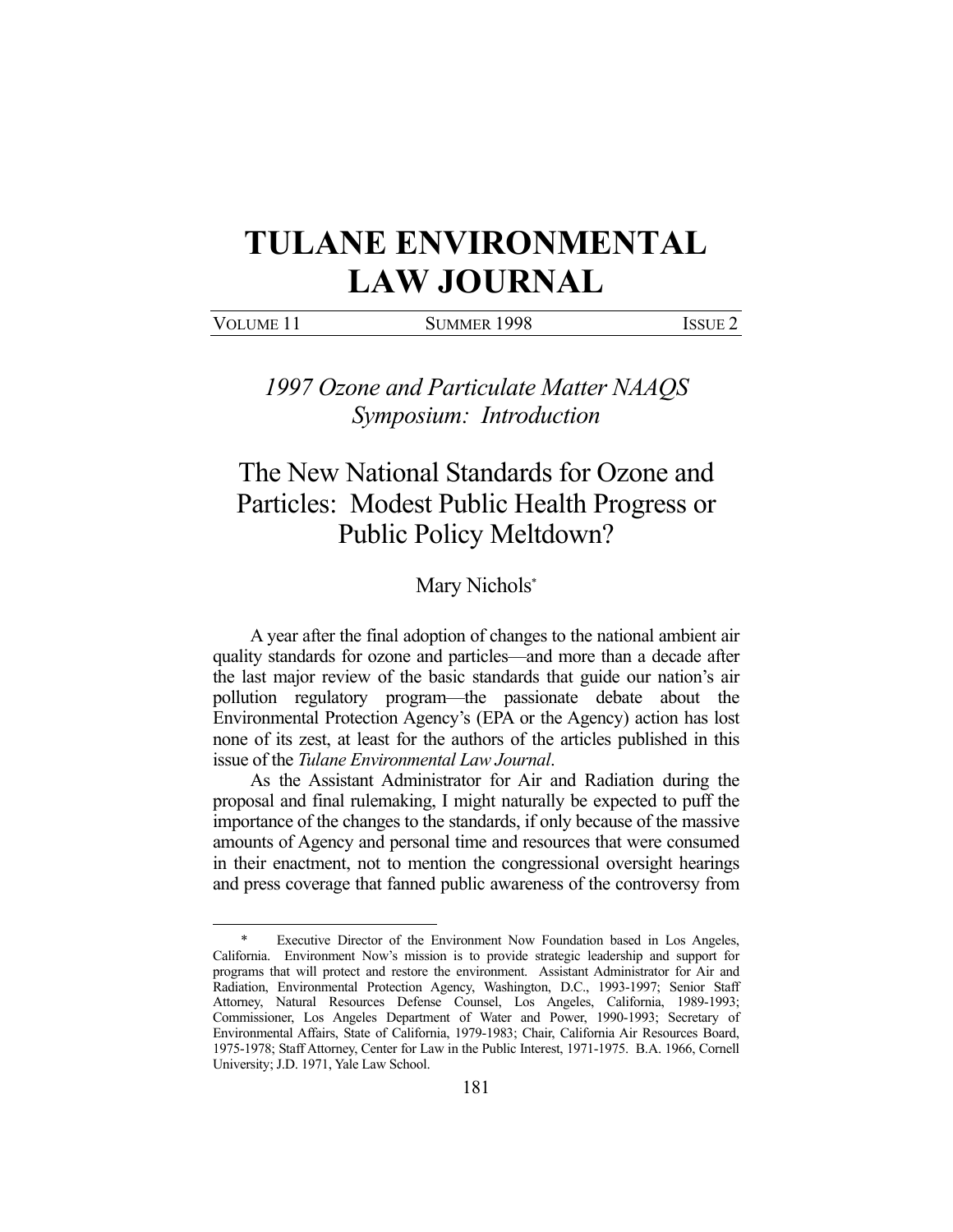# TULANE ENVIRONMENTAL LAW JOURNAL

VOLUME 11 | SUMMER 1998 | ISSUE 2

*1997 Ozone and Particulate Matter NAAQS Symposium: Introduction*

## The New National Standards for Ozone and Particles: Modest Public Health Progress or Public Policy Meltdown?

Mary Nichols[*]

A year after the final adoption of changes to the national ambient air quality standards for ozone and particles—and more than a decade after the last major review of the basic standards that guide our nation's air pollution regulatory program—the passionate debate about the Environmental Protection Agency's (EPA or the Agency) action has lost none of its zest, at least for the authors of the articles published in this issue of the *Tulane Environmental Law Journal*.

As the Assistant Administrator for Air and Radiation during the proposal and final rulemaking, I might naturally be expected to puff the importance of the changes to the standards, if only because of the massive amounts of Agency and personal time and resources that were consumed in their enactment, not to mention the congressional oversight hearings and press coverage that fanned public awareness of the controversy from

---

[*] Executive Director of the Environment Now Foundation based in Los Angeles, California. Environment Now's mission is to provide strategic leadership and support for programs that will protect and restore the environment. Assistant Administrator for Air and Radiation, Environmental Protection Agency, Washington, D.C., 1993-1997; Senior Staff Attorney, Natural Resources Defense Counsel, Los Angeles, California, 1989-1993; Commissioner, Los Angeles Department of Water and Power, 1990-1993; Secretary of Environmental Affairs, State of California, 1979-1983; Chair, California Air Resources Board, 1975-1978; Staff Attorney, Center for Law in the Public Interest, 1971-1975. B.A. 1966, Cornell University; J.D. 1971, Yale Law School.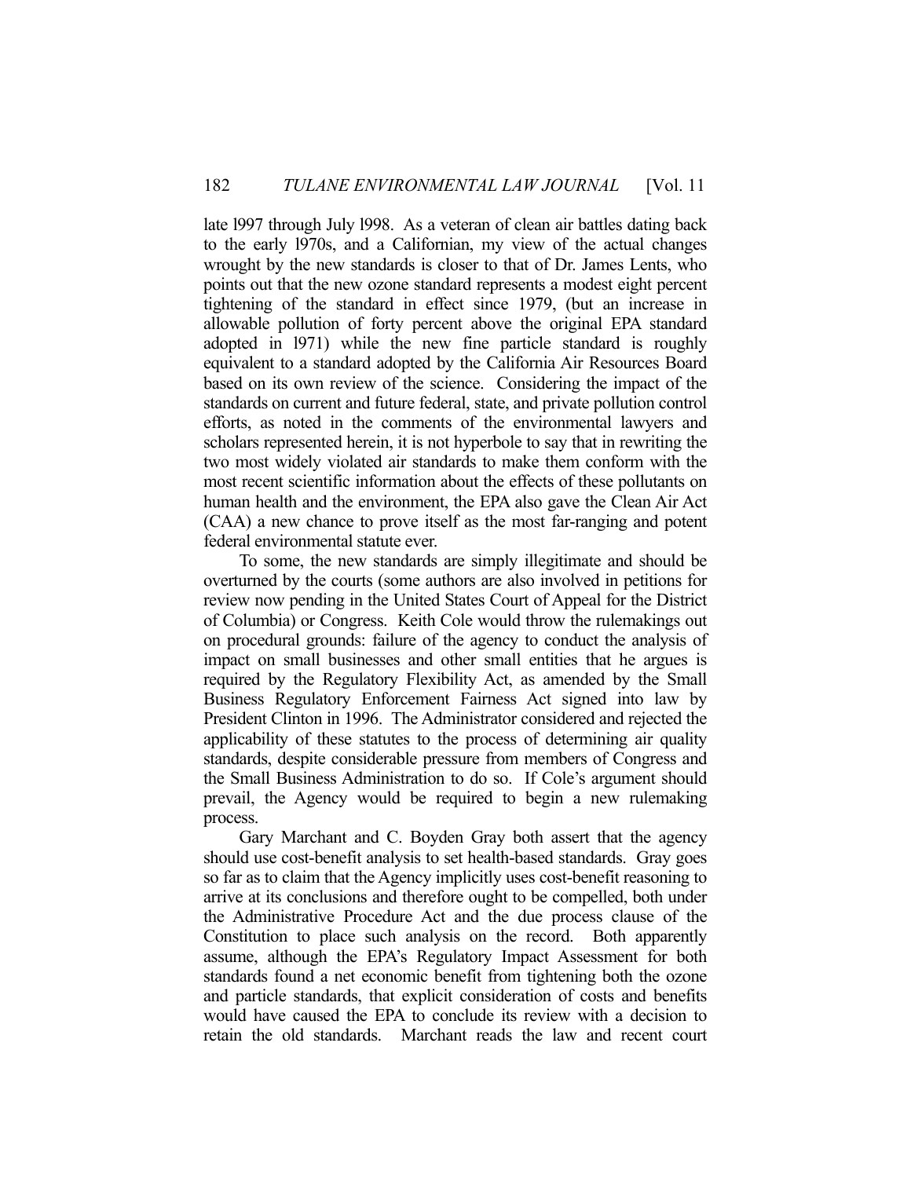late l997 through July l998. As a veteran of clean air battles dating back to the early l970s, and a Californian, my view of the actual changes wrought by the new standards is closer to that of Dr. James Lents, who points out that the new ozone standard represents a modest eight percent tightening of the standard in effect since 1979, (but an increase in allowable pollution of forty percent above the original EPA standard adopted in l971) while the new fine particle standard is roughly equivalent to a standard adopted by the California Air Resources Board based on its own review of the science. Considering the impact of the standards on current and future federal, state, and private pollution control efforts, as noted in the comments of the environmental lawyers and scholars represented herein, it is not hyperbole to say that in rewriting the two most widely violated air standards to make them conform with the most recent scientific information about the effects of these pollutants on human health and the environment, the EPA also gave the Clean Air Act (CAA) a new chance to prove itself as the most far-ranging and potent federal environmental statute ever.

To some, the new standards are simply illegitimate and should be overturned by the courts (some authors are also involved in petitions for review now pending in the United States Court of Appeal for the District of Columbia) or Congress. Keith Cole would throw the rulemakings out on procedural grounds: failure of the agency to conduct the analysis of impact on small businesses and other small entities that he argues is required by the Regulatory Flexibility Act, as amended by the Small Business Regulatory Enforcement Fairness Act signed into law by President Clinton in 1996. The Administrator considered and rejected the applicability of these statutes to the process of determining air quality standards, despite considerable pressure from members of Congress and the Small Business Administration to do so. If Cole's argument should prevail, the Agency would be required to begin a new rulemaking process.

Gary Marchant and C. Boyden Gray both assert that the agency should use cost-benefit analysis to set health-based standards. Gray goes so far as to claim that the Agency implicitly uses cost-benefit reasoning to arrive at its conclusions and therefore ought to be compelled, both under the Administrative Procedure Act and the due process clause of the Constitution to place such analysis on the record. Both apparently assume, although the EPA's Regulatory Impact Assessment for both standards found a net economic benefit from tightening both the ozone and particle standards, that explicit consideration of costs and benefits would have caused the EPA to conclude its review with a decision to retain the old standards. Marchant reads the law and recent court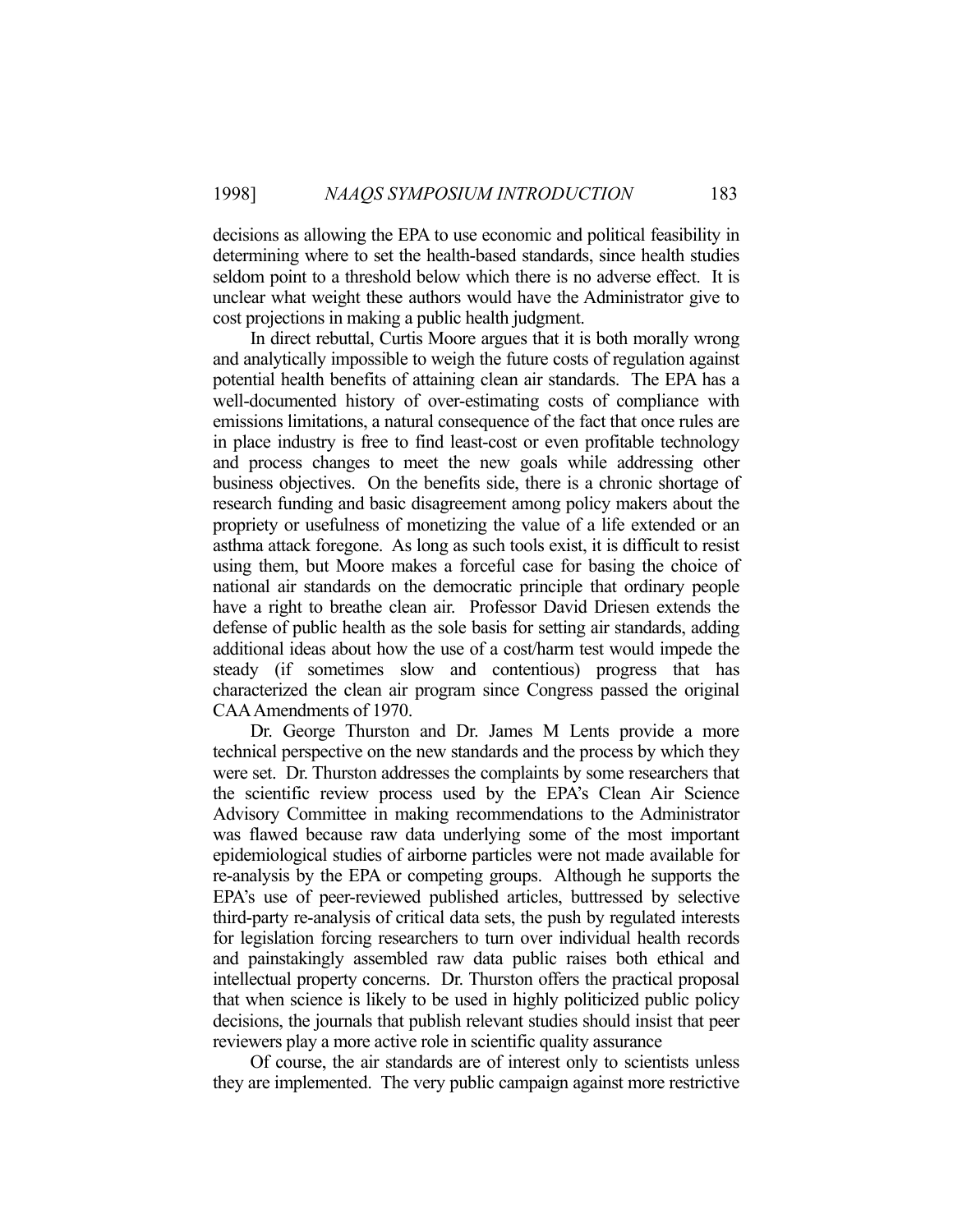decisions as allowing the EPA to use economic and political feasibility in determining where to set the health-based standards, since health studies seldom point to a threshold below which there is no adverse effect. It is unclear what weight these authors would have the Administrator give to cost projections in making a public health judgment.

In direct rebuttal, Curtis Moore argues that it is both morally wrong and analytically impossible to weigh the future costs of regulation against potential health benefits of attaining clean air standards. The EPA has a well-documented history of over-estimating costs of compliance with emissions limitations, a natural consequence of the fact that once rules are in place industry is free to find least-cost or even profitable technology and process changes to meet the new goals while addressing other business objectives. On the benefits side, there is a chronic shortage of research funding and basic disagreement among policy makers about the propriety or usefulness of monetizing the value of a life extended or an asthma attack foregone. As long as such tools exist, it is difficult to resist using them, but Moore makes a forceful case for basing the choice of national air standards on the democratic principle that ordinary people have a right to breathe clean air. Professor David Driesen extends the defense of public health as the sole basis for setting air standards, adding additional ideas about how the use of a cost/harm test would impede the steady (if sometimes slow and contentious) progress that has characterized the clean air program since Congress passed the original CAA Amendments of 1970.

Dr. George Thurston and Dr. James M Lents provide a more technical perspective on the new standards and the process by which they were set. Dr. Thurston addresses the complaints by some researchers that the scientific review process used by the EPA's Clean Air Science Advisory Committee in making recommendations to the Administrator was flawed because raw data underlying some of the most important epidemiological studies of airborne particles were not made available for re-analysis by the EPA or competing groups. Although he supports the EPA's use of peer-reviewed published articles, buttressed by selective third-party re-analysis of critical data sets, the push by regulated interests for legislation forcing researchers to turn over individual health records and painstakingly assembled raw data public raises both ethical and intellectual property concerns. Dr. Thurston offers the practical proposal that when science is likely to be used in highly politicized public policy decisions, the journals that publish relevant studies should insist that peer reviewers play a more active role in scientific quality assurance

Of course, the air standards are of interest only to scientists unless they are implemented. The very public campaign against more restrictive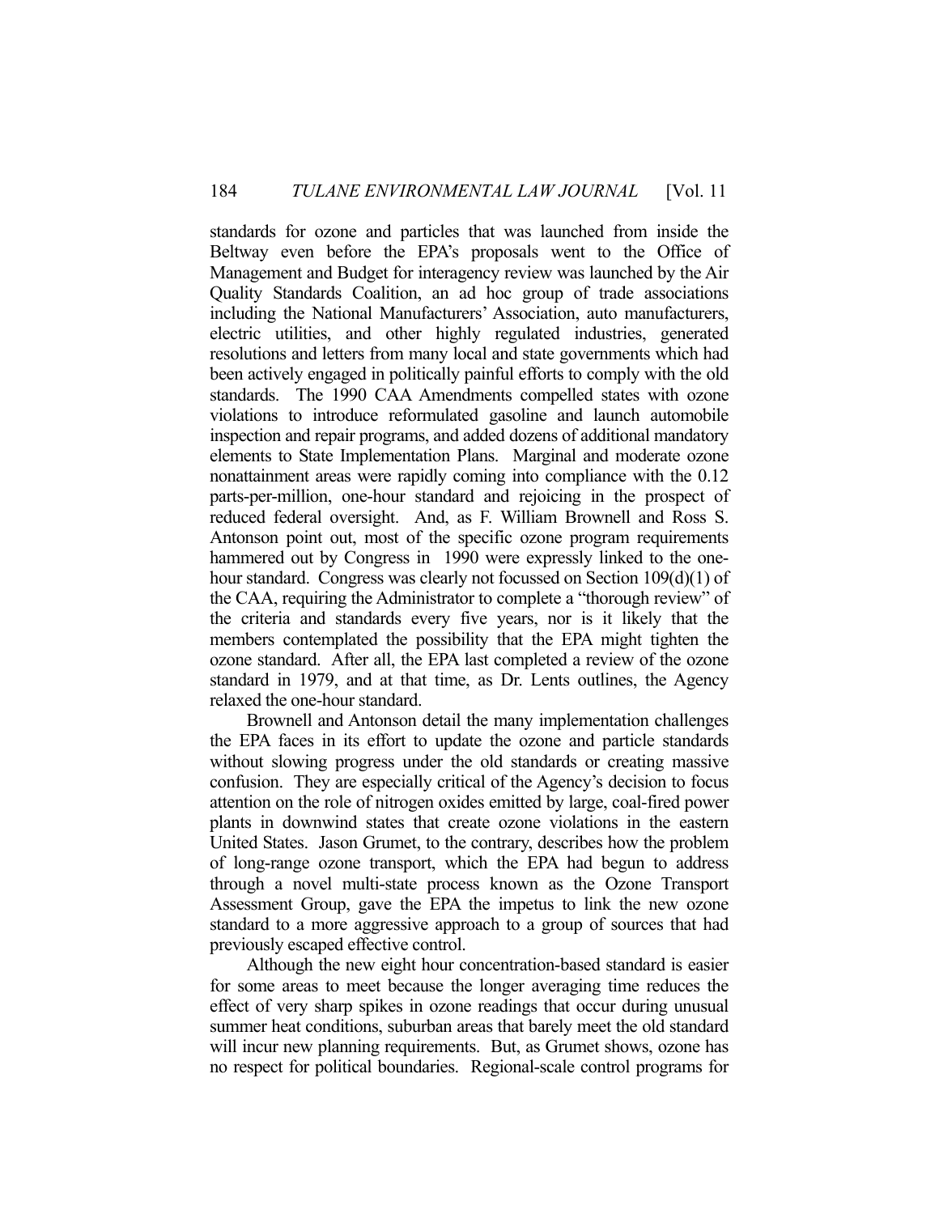standards for ozone and particles that was launched from inside the Beltway even before the EPA's proposals went to the Office of Management and Budget for interagency review was launched by the Air Quality Standards Coalition, an ad hoc group of trade associations including the National Manufacturers' Association, auto manufacturers, electric utilities, and other highly regulated industries, generated resolutions and letters from many local and state governments which had been actively engaged in politically painful efforts to comply with the old standards. The 1990 CAA Amendments compelled states with ozone violations to introduce reformulated gasoline and launch automobile inspection and repair programs, and added dozens of additional mandatory elements to State Implementation Plans. Marginal and moderate ozone nonattainment areas were rapidly coming into compliance with the 0.12 parts-per-million, one-hour standard and rejoicing in the prospect of reduced federal oversight. And, as F. William Brownell and Ross S. Antonson point out, most of the specific ozone program requirements hammered out by Congress in 1990 were expressly linked to the one-hour standard. Congress was clearly not focussed on Section 109(d)(1) of the CAA, requiring the Administrator to complete a "thorough review" of the criteria and standards every five years, nor is it likely that the members contemplated the possibility that the EPA might tighten the ozone standard. After all, the EPA last completed a review of the ozone standard in 1979, and at that time, as Dr. Lents outlines, the Agency relaxed the one-hour standard.

Brownell and Antonson detail the many implementation challenges the EPA faces in its effort to update the ozone and particle standards without slowing progress under the old standards or creating massive confusion. They are especially critical of the Agency's decision to focus attention on the role of nitrogen oxides emitted by large, coal-fired power plants in downwind states that create ozone violations in the eastern United States. Jason Grumet, to the contrary, describes how the problem of long-range ozone transport, which the EPA had begun to address through a novel multi-state process known as the Ozone Transport Assessment Group, gave the EPA the impetus to link the new ozone standard to a more aggressive approach to a group of sources that had previously escaped effective control.

Although the new eight hour concentration-based standard is easier for some areas to meet because the longer averaging time reduces the effect of very sharp spikes in ozone readings that occur during unusual summer heat conditions, suburban areas that barely meet the old standard will incur new planning requirements. But, as Grumet shows, ozone has no respect for political boundaries. Regional-scale control programs for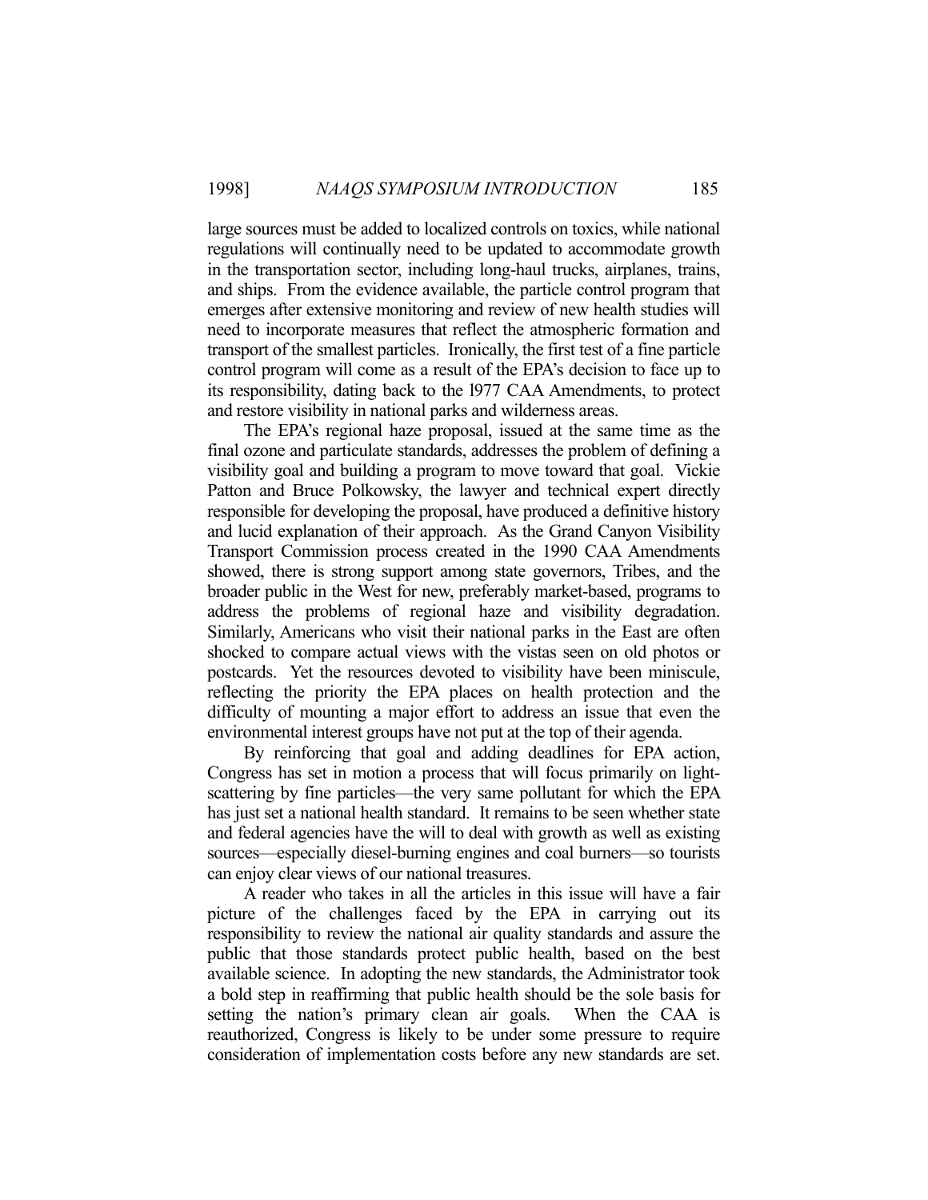large sources must be added to localized controls on toxics, while national regulations will continually need to be updated to accommodate growth in the transportation sector, including long-haul trucks, airplanes, trains, and ships. From the evidence available, the particle control program that emerges after extensive monitoring and review of new health studies will need to incorporate measures that reflect the atmospheric formation and transport of the smallest particles. Ironically, the first test of a fine particle control program will come as a result of the EPA's decision to face up to its responsibility, dating back to the l977 CAA Amendments, to protect and restore visibility in national parks and wilderness areas.

The EPA's regional haze proposal, issued at the same time as the final ozone and particulate standards, addresses the problem of defining a visibility goal and building a program to move toward that goal. Vickie Patton and Bruce Polkowsky, the lawyer and technical expert directly responsible for developing the proposal, have produced a definitive history and lucid explanation of their approach. As the Grand Canyon Visibility Transport Commission process created in the 1990 CAA Amendments showed, there is strong support among state governors, Tribes, and the broader public in the West for new, preferably market-based, programs to address the problems of regional haze and visibility degradation. Similarly, Americans who visit their national parks in the East are often shocked to compare actual views with the vistas seen on old photos or postcards. Yet the resources devoted to visibility have been miniscule, reflecting the priority the EPA places on health protection and the difficulty of mounting a major effort to address an issue that even the environmental interest groups have not put at the top of their agenda.

By reinforcing that goal and adding deadlines for EPA action, Congress has set in motion a process that will focus primarily on light-scattering by fine particles—the very same pollutant for which the EPA has just set a national health standard. It remains to be seen whether state and federal agencies have the will to deal with growth as well as existing sources—especially diesel-burning engines and coal burners—so tourists can enjoy clear views of our national treasures.

A reader who takes in all the articles in this issue will have a fair picture of the challenges faced by the EPA in carrying out its responsibility to review the national air quality standards and assure the public that those standards protect public health, based on the best available science. In adopting the new standards, the Administrator took a bold step in reaffirming that public health should be the sole basis for setting the nation's primary clean air goals. When the CAA is reauthorized, Congress is likely to be under some pressure to require consideration of implementation costs before any new standards are set.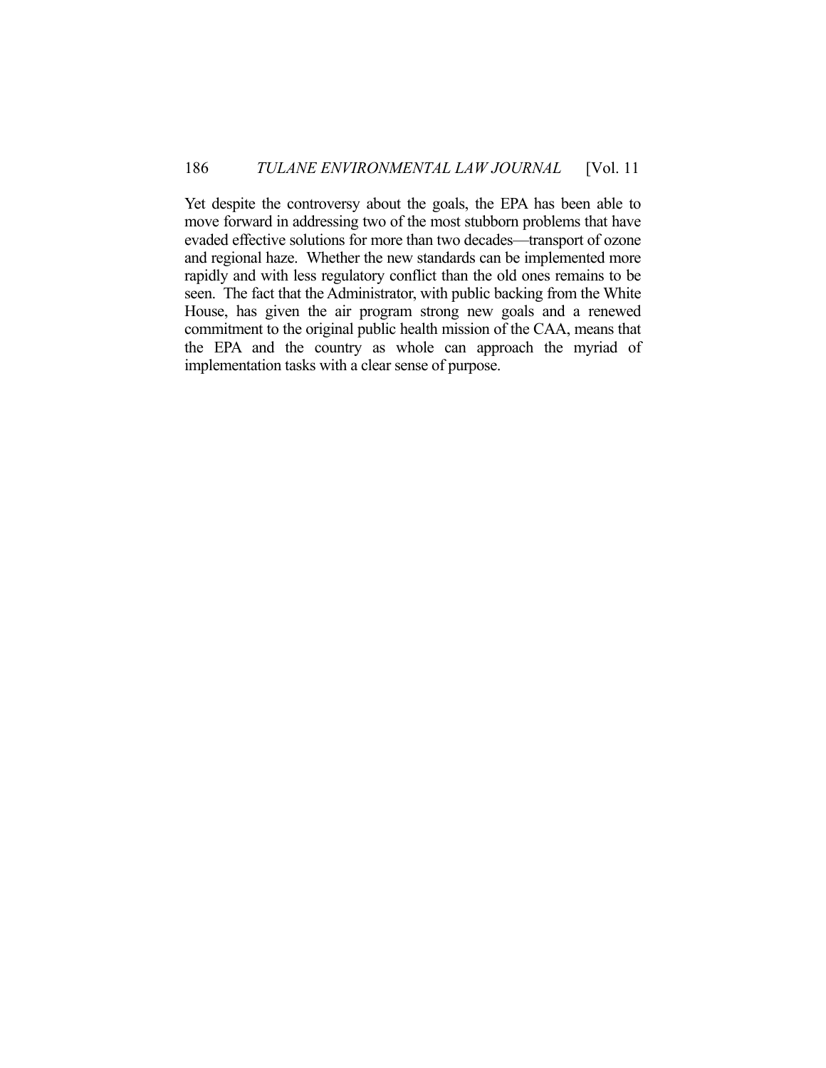Yet despite the controversy about the goals, the EPA has been able to move forward in addressing two of the most stubborn problems that have evaded effective solutions for more than two decades—transport of ozone and regional haze. Whether the new standards can be implemented more rapidly and with less regulatory conflict than the old ones remains to be seen. The fact that the Administrator, with public backing from the White House, has given the air program strong new goals and a renewed commitment to the original public health mission of the CAA, means that the EPA and the country as whole can approach the myriad of implementation tasks with a clear sense of purpose.